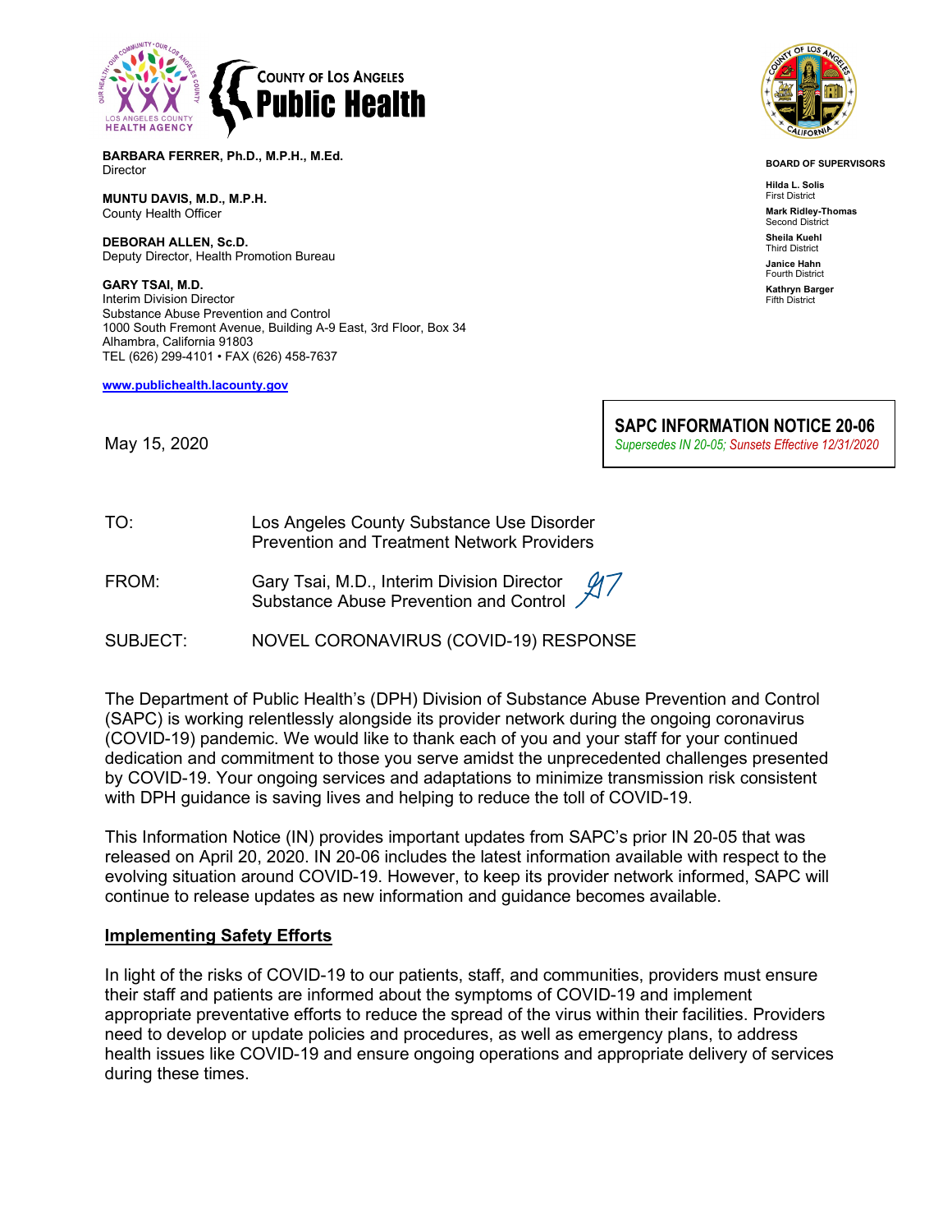COUNTY OF LOS ANGELES
**Public Health**

**BARBARA FERRER, Ph.D., M.P.H., M.Ed.**
Director

**MUNTU DAVIS, M.D., M.P.H.**
County Health Officer

**DEBORAH ALLEN, Sc.D.**
Deputy Director, Health Promotion Bureau

**GARY TSAI, M.D.**
Interim Division Director
Substance Abuse Prevention and Control
1000 South Fremont Avenue, Building A-9 East, 3rd Floor, Box 34
Alhambra, California 91803
TEL (626) 299-4101 • FAX (626) 458-7637

**www.publichealth.lacounty.gov**

**BOARD OF SUPERVISORS**

**Hilda L. Solis**
First District

**Mark Ridley-Thomas**
Second District

**Sheila Kuehl**
Third District

**Janice Hahn**
Fourth District

**Kathryn Barger**
Fifth District

**SAPC INFORMATION NOTICE 20-06**
*Supersedes IN 20-05; Sunsets Effective 12/31/2020*

May 15, 2020

TO: Los Angeles County Substance Use Disorder Prevention and Treatment Network Providers

FROM: Gary Tsai, M.D., Interim Division Director, Substance Abuse Prevention and Control

SUBJECT: NOVEL CORONAVIRUS (COVID-19) RESPONSE

The Department of Public Health's (DPH) Division of Substance Abuse Prevention and Control (SAPC) is working relentlessly alongside its provider network during the ongoing coronavirus (COVID-19) pandemic. We would like to thank each of you and your staff for your continued dedication and commitment to those you serve amidst the unprecedented challenges presented by COVID-19. Your ongoing services and adaptations to minimize transmission risk consistent with DPH guidance is saving lives and helping to reduce the toll of COVID-19.

This Information Notice (IN) provides important updates from SAPC's prior IN 20-05 that was released on April 20, 2020. IN 20-06 includes the latest information available with respect to the evolving situation around COVID-19. However, to keep its provider network informed, SAPC will continue to release updates as new information and guidance becomes available.

## Implementing Safety Efforts

In light of the risks of COVID-19 to our patients, staff, and communities, providers must ensure their staff and patients are informed about the symptoms of COVID-19 and implement appropriate preventative efforts to reduce the spread of the virus within their facilities. Providers need to develop or update policies and procedures, as well as emergency plans, to address health issues like COVID-19 and ensure ongoing operations and appropriate delivery of services during these times.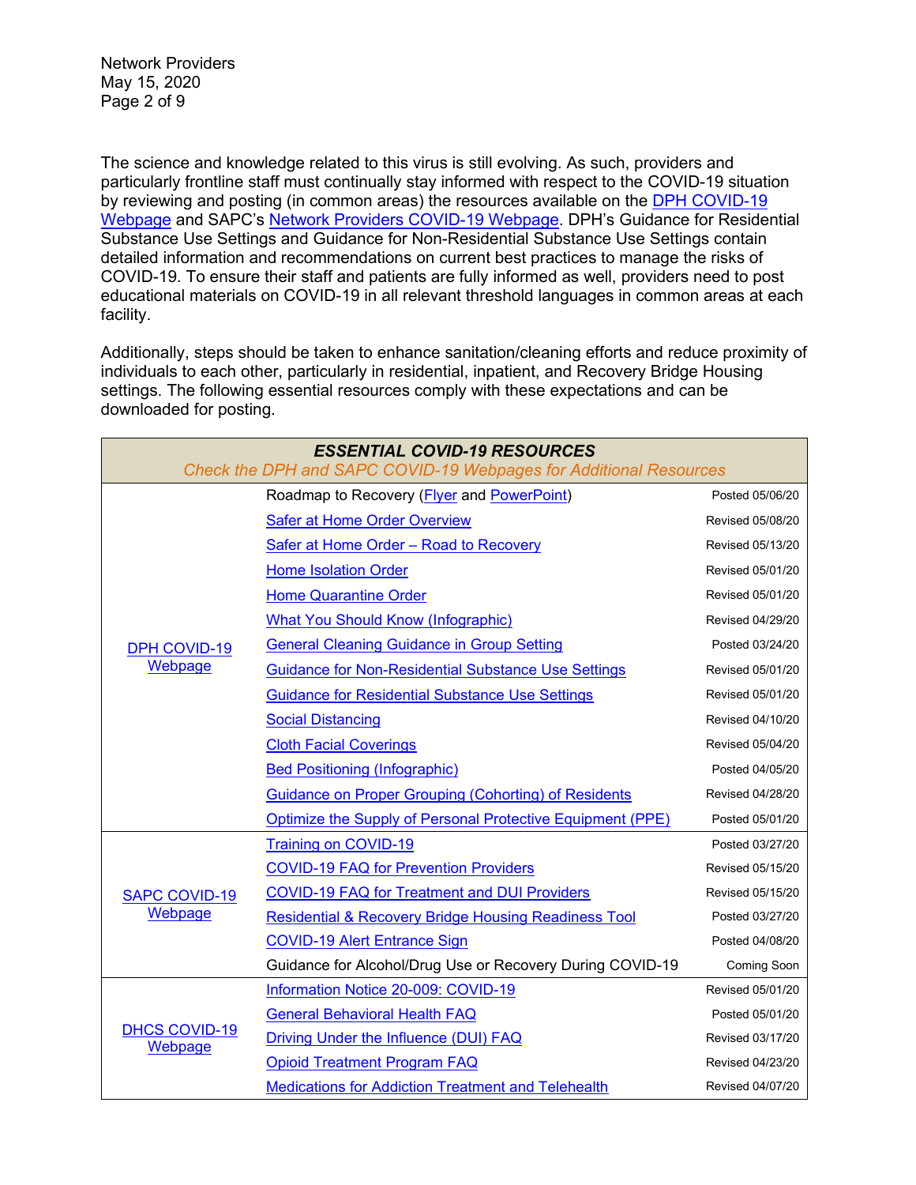The science and knowledge related to this virus is still evolving. As such, providers and particularly frontline staff must continually stay informed with respect to the COVID-19 situation by reviewing and posting (in common areas) the resources available on the DPH COVID-19 Webpage and SAPC's Network Providers COVID-19 Webpage. DPH's Guidance for Residential Substance Use Settings and Guidance for Non-Residential Substance Use Settings contain detailed information and recommendations on current best practices to manage the risks of COVID-19. To ensure their staff and patients are fully informed as well, providers need to post educational materials on COVID-19 in all relevant threshold languages in common areas at each facility.

Additionally, steps should be taken to enhance sanitation/cleaning efforts and reduce proximity of individuals to each other, particularly in residential, inpatient, and Recovery Bridge Housing settings. The following essential resources comply with these expectations and can be downloaded for posting.

| ***ESSENTIAL COVID-19 RESOURCES*** *Check the DPH and SAPC COVID-19 Webpages for Additional Resources* | | |
|---|---|---|
| DPH COVID-19 Webpage | Roadmap to Recovery (Flyer and PowerPoint) | Posted 05/06/20 |
| | Safer at Home Order Overview | Revised 05/08/20 |
| | Safer at Home Order – Road to Recovery | Revised 05/13/20 |
| | Home Isolation Order | Revised 05/01/20 |
| | Home Quarantine Order | Revised 05/01/20 |
| | What You Should Know (Infographic) | Revised 04/29/20 |
| | General Cleaning Guidance in Group Setting | Posted 03/24/20 |
| | Guidance for Non-Residential Substance Use Settings | Revised 05/01/20 |
| | Guidance for Residential Substance Use Settings | Revised 05/01/20 |
| | Social Distancing | Revised 04/10/20 |
| | Cloth Facial Coverings | Revised 05/04/20 |
| | Bed Positioning (Infographic) | Posted 04/05/20 |
| | Guidance on Proper Grouping (Cohorting) of Residents | Revised 04/28/20 |
| | Optimize the Supply of Personal Protective Equipment (PPE) | Posted 05/01/20 |
| SAPC COVID-19 Webpage | Training on COVID-19 | Posted 03/27/20 |
| | COVID-19 FAQ for Prevention Providers | Revised 05/15/20 |
| | COVID-19 FAQ for Treatment and DUI Providers | Revised 05/15/20 |
| | Residential & Recovery Bridge Housing Readiness Tool | Posted 03/27/20 |
| | COVID-19 Alert Entrance Sign | Posted 04/08/20 |
| | Guidance for Alcohol/Drug Use or Recovery During COVID-19 | Coming Soon |
| DHCS COVID-19 Webpage | Information Notice 20-009: COVID-19 | Revised 05/01/20 |
| | General Behavioral Health FAQ | Posted 05/01/20 |
| | Driving Under the Influence (DUI) FAQ | Revised 03/17/20 |
| | Opioid Treatment Program FAQ | Revised 04/23/20 |
| | Medications for Addiction Treatment and Telehealth | Revised 04/07/20 |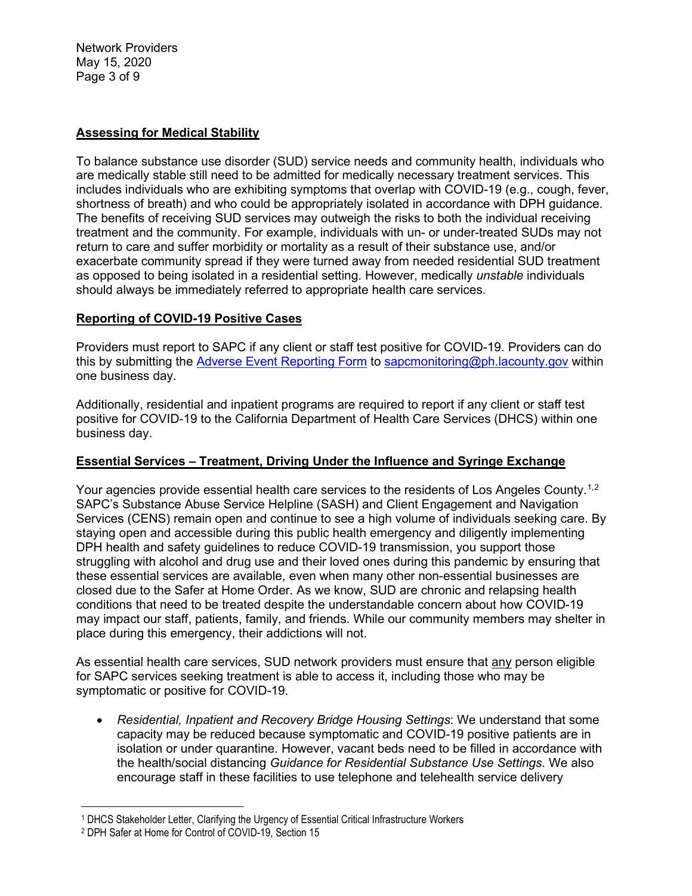## Assessing for Medical Stability

To balance substance use disorder (SUD) service needs and community health, individuals who are medically stable still need to be admitted for medically necessary treatment services. This includes individuals who are exhibiting symptoms that overlap with COVID-19 (e.g., cough, fever, shortness of breath) and who could be appropriately isolated in accordance with DPH guidance. The benefits of receiving SUD services may outweigh the risks to both the individual receiving treatment and the community. For example, individuals with un- or under-treated SUDs may not return to care and suffer morbidity or mortality as a result of their substance use, and/or exacerbate community spread if they were turned away from needed residential SUD treatment as opposed to being isolated in a residential setting. However, medically *unstable* individuals should always be immediately referred to appropriate health care services.

## Reporting of COVID-19 Positive Cases

Providers must report to SAPC if any client or staff test positive for COVID-19. Providers can do this by submitting the Adverse Event Reporting Form to sapcmonitoring@ph.lacounty.gov within one business day.

Additionally, residential and inpatient programs are required to report if any client or staff test positive for COVID-19 to the California Department of Health Care Services (DHCS) within one business day.

## Essential Services – Treatment, Driving Under the Influence and Syringe Exchange

Your agencies provide essential health care services to the residents of Los Angeles County.[1,2] SAPC's Substance Abuse Service Helpline (SASH) and Client Engagement and Navigation Services (CENS) remain open and continue to see a high volume of individuals seeking care. By staying open and accessible during this public health emergency and diligently implementing DPH health and safety guidelines to reduce COVID-19 transmission, you support those struggling with alcohol and drug use and their loved ones during this pandemic by ensuring that these essential services are available, even when many other non-essential businesses are closed due to the Safer at Home Order. As we know, SUD are chronic and relapsing health conditions that need to be treated despite the understandable concern about how COVID-19 may impact our staff, patients, family, and friends. While our community members may shelter in place during this emergency, their addictions will not.

As essential health care services, SUD network providers must ensure that any person eligible for SAPC services seeking treatment is able to access it, including those who may be symptomatic or positive for COVID-19.

- *Residential, Inpatient and Recovery Bridge Housing Settings*: We understand that some capacity may be reduced because symptomatic and COVID-19 positive patients are in isolation or under quarantine. However, vacant beds need to be filled in accordance with the health/social distancing *Guidance for Residential Substance Use Settings*. We also encourage staff in these facilities to use telephone and telehealth service delivery

[1] DHCS Stakeholder Letter, Clarifying the Urgency of Essential Critical Infrastructure Workers

[2] DPH Safer at Home for Control of COVID-19, Section 15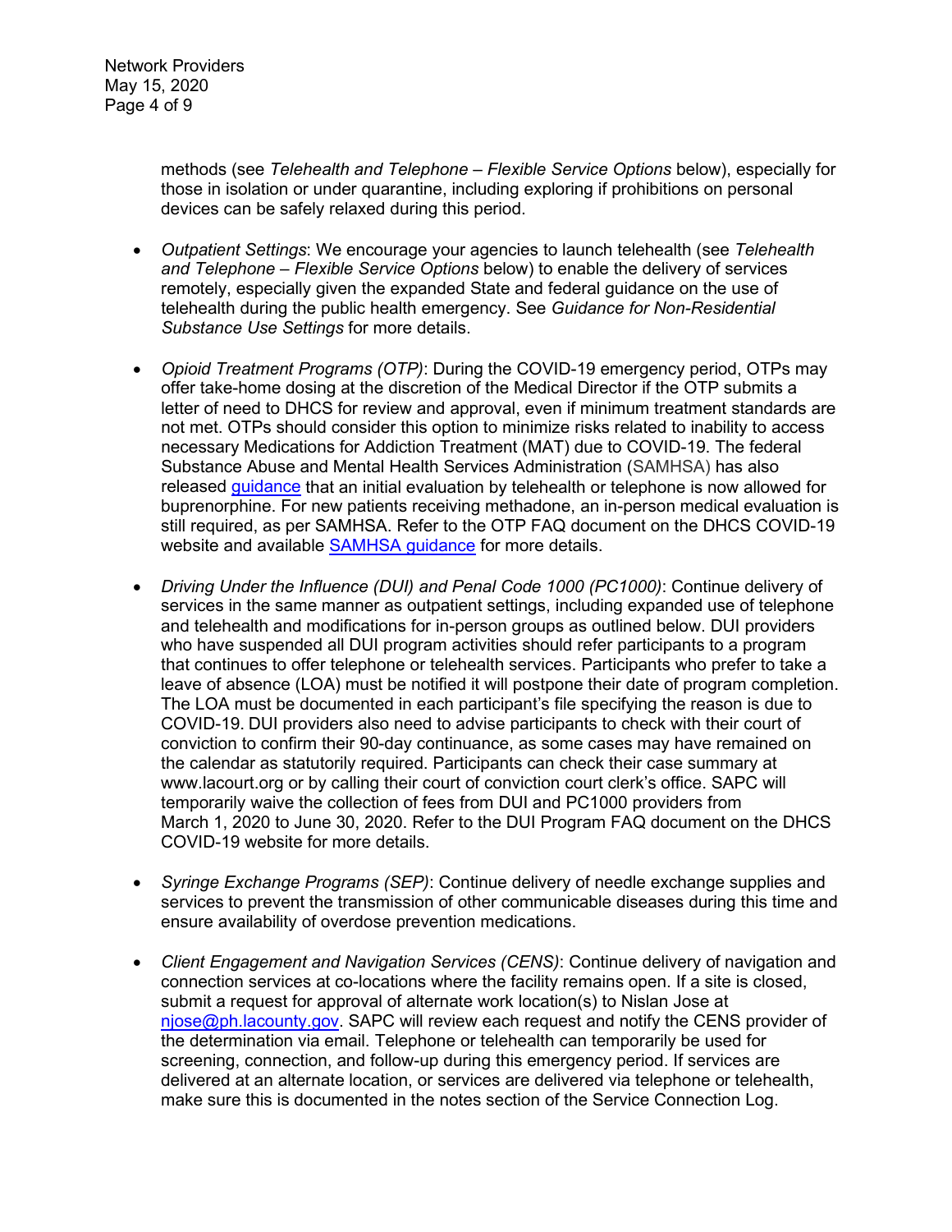methods (see *Telehealth and Telephone – Flexible Service Options* below), especially for those in isolation or under quarantine, including exploring if prohibitions on personal devices can be safely relaxed during this period.

- *Outpatient Settings*: We encourage your agencies to launch telehealth (see *Telehealth and Telephone – Flexible Service Options* below) to enable the delivery of services remotely, especially given the expanded State and federal guidance on the use of telehealth during the public health emergency. See *Guidance for Non-Residential Substance Use Settings* for more details.

- *Opioid Treatment Programs (OTP)*: During the COVID-19 emergency period, OTPs may offer take-home dosing at the discretion of the Medical Director if the OTP submits a letter of need to DHCS for review and approval, even if minimum treatment standards are not met. OTPs should consider this option to minimize risks related to inability to access necessary Medications for Addiction Treatment (MAT) due to COVID-19. The federal Substance Abuse and Mental Health Services Administration (SAMHSA) has also released guidance that an initial evaluation by telehealth or telephone is now allowed for buprenorphine. For new patients receiving methadone, an in-person medical evaluation is still required, as per SAMHSA. Refer to the OTP FAQ document on the DHCS COVID-19 website and available SAMHSA guidance for more details.

- *Driving Under the Influence (DUI) and Penal Code 1000 (PC1000)*: Continue delivery of services in the same manner as outpatient settings, including expanded use of telephone and telehealth and modifications for in-person groups as outlined below. DUI providers who have suspended all DUI program activities should refer participants to a program that continues to offer telephone or telehealth services. Participants who prefer to take a leave of absence (LOA) must be notified it will postpone their date of program completion. The LOA must be documented in each participant's file specifying the reason is due to COVID-19. DUI providers also need to advise participants to check with their court of conviction to confirm their 90-day continuance, as some cases may have remained on the calendar as statutorily required. Participants can check their case summary at www.lacourt.org or by calling their court of conviction court clerk's office. SAPC will temporarily waive the collection of fees from DUI and PC1000 providers from March 1, 2020 to June 30, 2020. Refer to the DUI Program FAQ document on the DHCS COVID-19 website for more details.

- *Syringe Exchange Programs (SEP)*: Continue delivery of needle exchange supplies and services to prevent the transmission of other communicable diseases during this time and ensure availability of overdose prevention medications.

- *Client Engagement and Navigation Services (CENS)*: Continue delivery of navigation and connection services at co-locations where the facility remains open. If a site is closed, submit a request for approval of alternate work location(s) to Nislan Jose at njose@ph.lacounty.gov. SAPC will review each request and notify the CENS provider of the determination via email. Telephone or telehealth can temporarily be used for screening, connection, and follow-up during this emergency period. If services are delivered at an alternate location, or services are delivered via telephone or telehealth, make sure this is documented in the notes section of the Service Connection Log.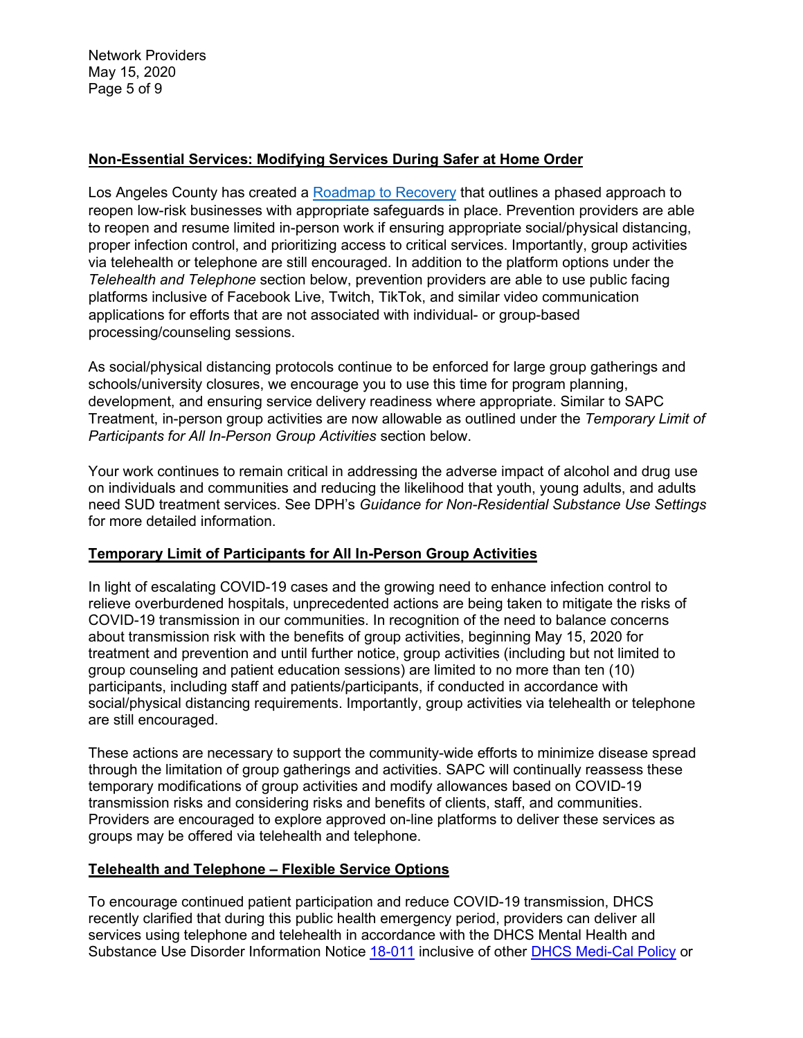## Non-Essential Services: Modifying Services During Safer at Home Order

Los Angeles County has created a [Roadmap to Recovery](#) that outlines a phased approach to reopen low-risk businesses with appropriate safeguards in place. Prevention providers are able to reopen and resume limited in-person work if ensuring appropriate social/physical distancing, proper infection control, and prioritizing access to critical services. Importantly, group activities via telehealth or telephone are still encouraged. In addition to the platform options under the *Telehealth and Telephone* section below, prevention providers are able to use public facing platforms inclusive of Facebook Live, Twitch, TikTok, and similar video communication applications for efforts that are not associated with individual- or group-based processing/counseling sessions.

As social/physical distancing protocols continue to be enforced for large group gatherings and schools/university closures, we encourage you to use this time for program planning, development, and ensuring service delivery readiness where appropriate. Similar to SAPC Treatment, in-person group activities are now allowable as outlined under the *Temporary Limit of Participants for All In-Person Group Activities* section below.

Your work continues to remain critical in addressing the adverse impact of alcohol and drug use on individuals and communities and reducing the likelihood that youth, young adults, and adults need SUD treatment services. See DPH's *Guidance for Non-Residential Substance Use Settings* for more detailed information.

## Temporary Limit of Participants for All In-Person Group Activities

In light of escalating COVID-19 cases and the growing need to enhance infection control to relieve overburdened hospitals, unprecedented actions are being taken to mitigate the risks of COVID-19 transmission in our communities. In recognition of the need to balance concerns about transmission risk with the benefits of group activities, beginning May 15, 2020 for treatment and prevention and until further notice, group activities (including but not limited to group counseling and patient education sessions) are limited to no more than ten (10) participants, including staff and patients/participants, if conducted in accordance with social/physical distancing requirements. Importantly, group activities via telehealth or telephone are still encouraged.

These actions are necessary to support the community-wide efforts to minimize disease spread through the limitation of group gatherings and activities. SAPC will continually reassess these temporary modifications of group activities and modify allowances based on COVID-19 transmission risks and considering risks and benefits of clients, staff, and communities. Providers are encouraged to explore approved on-line platforms to deliver these services as groups may be offered via telehealth and telephone.

## Telehealth and Telephone – Flexible Service Options

To encourage continued patient participation and reduce COVID-19 transmission, DHCS recently clarified that during this public health emergency period, providers can deliver all services using telephone and telehealth in accordance with the DHCS Mental Health and Substance Use Disorder Information Notice [18-011](#) inclusive of other [DHCS Medi-Cal Policy](#) or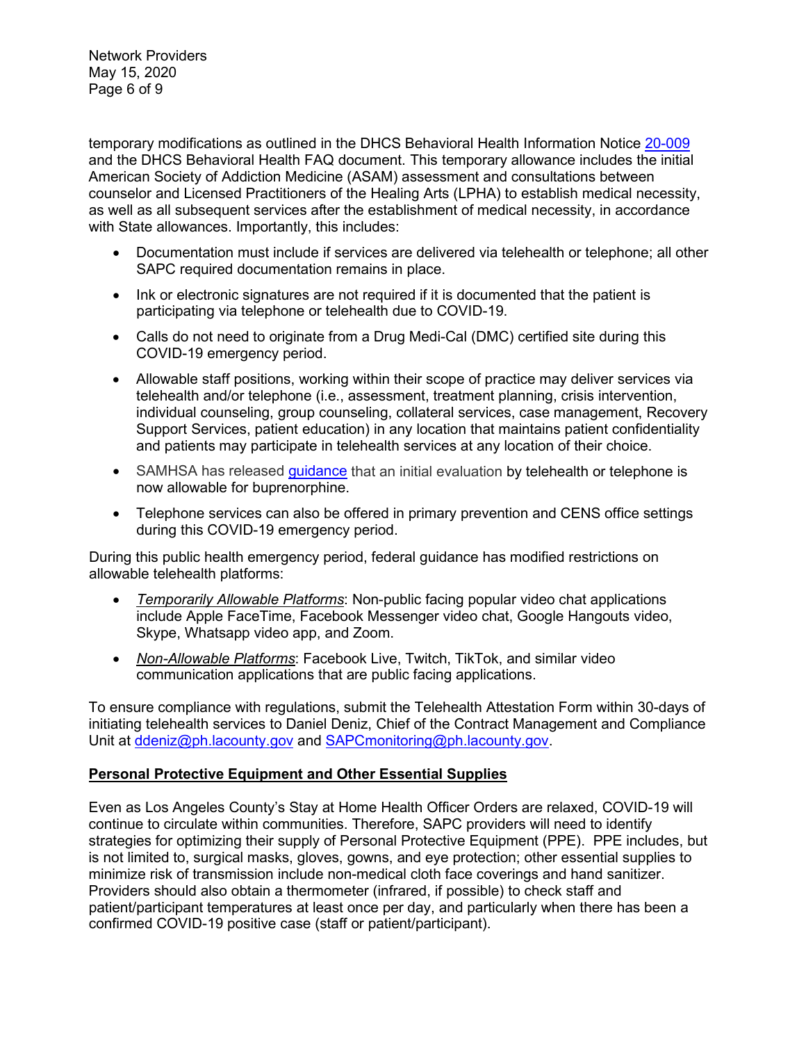temporary modifications as outlined in the DHCS Behavioral Health Information Notice [20-009](#) and the DHCS Behavioral Health FAQ document. This temporary allowance includes the initial American Society of Addiction Medicine (ASAM) assessment and consultations between counselor and Licensed Practitioners of the Healing Arts (LPHA) to establish medical necessity, as well as all subsequent services after the establishment of medical necessity, in accordance with State allowances. Importantly, this includes:

- Documentation must include if services are delivered via telehealth or telephone; all other SAPC required documentation remains in place.
- Ink or electronic signatures are not required if it is documented that the patient is participating via telephone or telehealth due to COVID-19.
- Calls do not need to originate from a Drug Medi-Cal (DMC) certified site during this COVID-19 emergency period.
- Allowable staff positions, working within their scope of practice may deliver services via telehealth and/or telephone (i.e., assessment, treatment planning, crisis intervention, individual counseling, group counseling, collateral services, case management, Recovery Support Services, patient education) in any location that maintains patient confidentiality and patients may participate in telehealth services at any location of their choice.
- SAMHSA has released [guidance](#) that an initial evaluation by telehealth or telephone is now allowable for buprenorphine.
- Telephone services can also be offered in primary prevention and CENS office settings during this COVID-19 emergency period.

During this public health emergency period, federal guidance has modified restrictions on allowable telehealth platforms:

- *Temporarily Allowable Platforms*: Non-public facing popular video chat applications include Apple FaceTime, Facebook Messenger video chat, Google Hangouts video, Skype, Whatsapp video app, and Zoom.
- *Non-Allowable Platforms*: Facebook Live, Twitch, TikTok, and similar video communication applications that are public facing applications.

To ensure compliance with regulations, submit the Telehealth Attestation Form within 30-days of initiating telehealth services to Daniel Deniz, Chief of the Contract Management and Compliance Unit at ddeniz@ph.lacounty.gov and SAPCmonitoring@ph.lacounty.gov.

## Personal Protective Equipment and Other Essential Supplies

Even as Los Angeles County's Stay at Home Health Officer Orders are relaxed, COVID-19 will continue to circulate within communities. Therefore, SAPC providers will need to identify strategies for optimizing their supply of Personal Protective Equipment (PPE). PPE includes, but is not limited to, surgical masks, gloves, gowns, and eye protection; other essential supplies to minimize risk of transmission include non-medical cloth face coverings and hand sanitizer. Providers should also obtain a thermometer (infrared, if possible) to check staff and patient/participant temperatures at least once per day, and particularly when there has been a confirmed COVID-19 positive case (staff or patient/participant).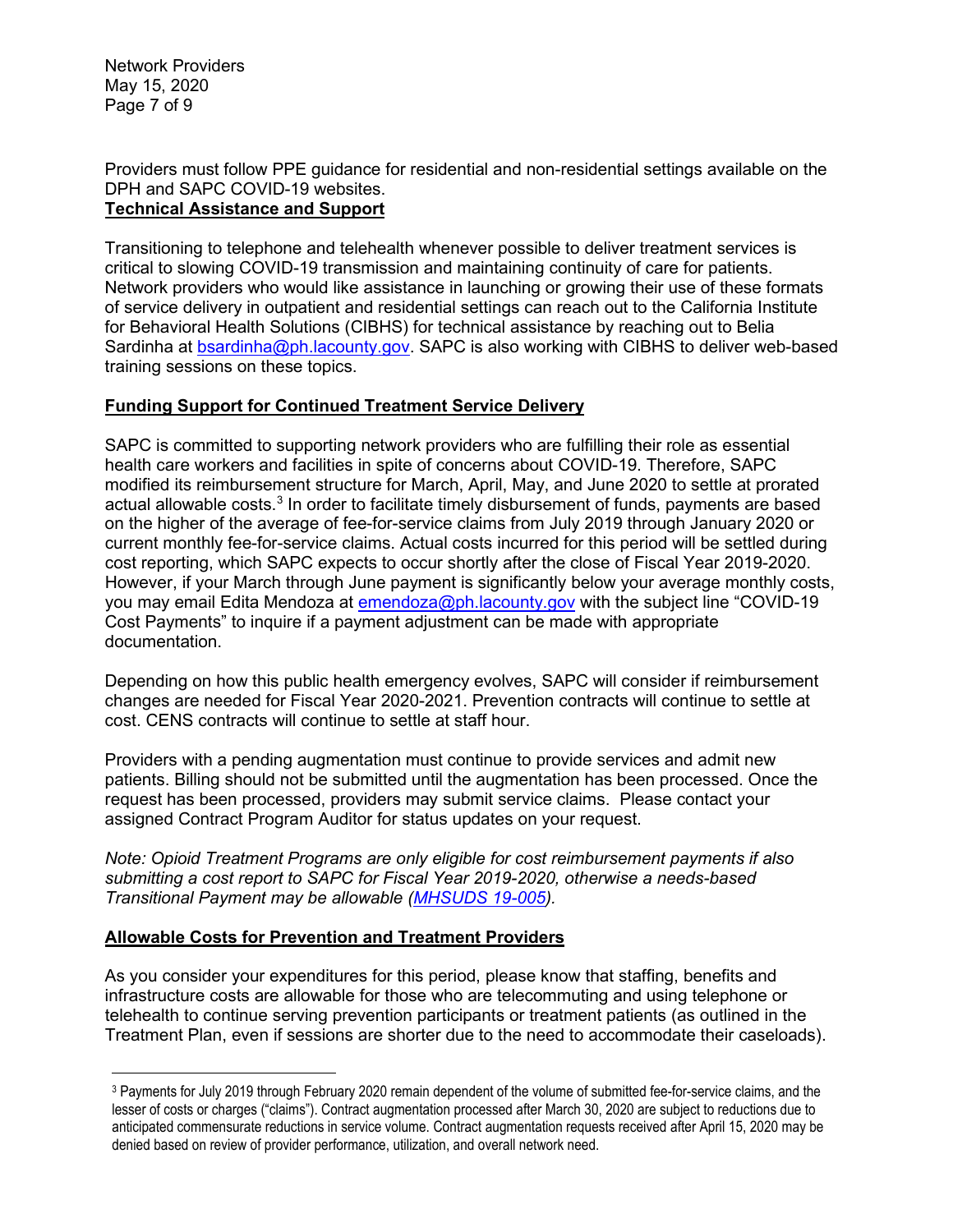Providers must follow PPE guidance for residential and non-residential settings available on the DPH and SAPC COVID-19 websites.

## Technical Assistance and Support

Transitioning to telephone and telehealth whenever possible to deliver treatment services is critical to slowing COVID-19 transmission and maintaining continuity of care for patients. Network providers who would like assistance in launching or growing their use of these formats of service delivery in outpatient and residential settings can reach out to the California Institute for Behavioral Health Solutions (CIBHS) for technical assistance by reaching out to Belia Sardinha at bsardinha@ph.lacounty.gov. SAPC is also working with CIBHS to deliver web-based training sessions on these topics.

## Funding Support for Continued Treatment Service Delivery

SAPC is committed to supporting network providers who are fulfilling their role as essential health care workers and facilities in spite of concerns about COVID-19. Therefore, SAPC modified its reimbursement structure for March, April, May, and June 2020 to settle at prorated actual allowable costs.[3] In order to facilitate timely disbursement of funds, payments are based on the higher of the average of fee-for-service claims from July 2019 through January 2020 or current monthly fee-for-service claims. Actual costs incurred for this period will be settled during cost reporting, which SAPC expects to occur shortly after the close of Fiscal Year 2019-2020. However, if your March through June payment is significantly below your average monthly costs, you may email Edita Mendoza at emendoza@ph.lacounty.gov with the subject line "COVID-19 Cost Payments" to inquire if a payment adjustment can be made with appropriate documentation.

Depending on how this public health emergency evolves, SAPC will consider if reimbursement changes are needed for Fiscal Year 2020-2021. Prevention contracts will continue to settle at cost. CENS contracts will continue to settle at staff hour.

Providers with a pending augmentation must continue to provide services and admit new patients. Billing should not be submitted until the augmentation has been processed. Once the request has been processed, providers may submit service claims. Please contact your assigned Contract Program Auditor for status updates on your request.

*Note: Opioid Treatment Programs are only eligible for cost reimbursement payments if also submitting a cost report to SAPC for Fiscal Year 2019-2020, otherwise a needs-based Transitional Payment may be allowable (MHSUDS 19-005).*

## Allowable Costs for Prevention and Treatment Providers

As you consider your expenditures for this period, please know that staffing, benefits and infrastructure costs are allowable for those who are telecommuting and using telephone or telehealth to continue serving prevention participants or treatment patients (as outlined in the Treatment Plan, even if sessions are shorter due to the need to accommodate their caseloads).

---

[3] Payments for July 2019 through February 2020 remain dependent of the volume of submitted fee-for-service claims, and the lesser of costs or charges ("claims"). Contract augmentation processed after March 30, 2020 are subject to reductions due to anticipated commensurate reductions in service volume. Contract augmentation requests received after April 15, 2020 may be denied based on review of provider performance, utilization, and overall network need.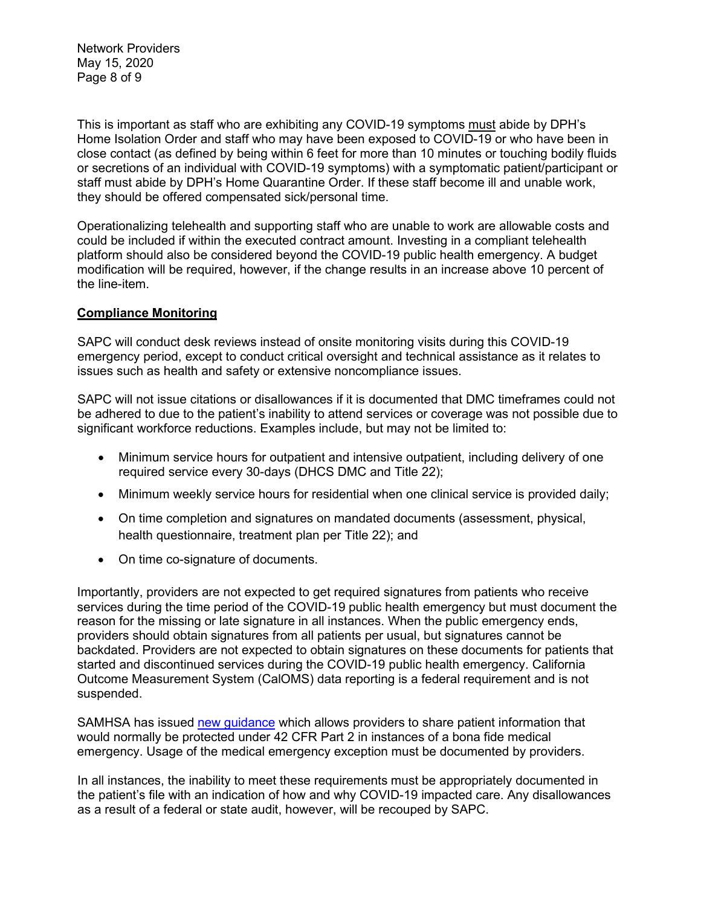This is important as staff who are exhibiting any COVID-19 symptoms must abide by DPH's Home Isolation Order and staff who may have been exposed to COVID-19 or who have been in close contact (as defined by being within 6 feet for more than 10 minutes or touching bodily fluids or secretions of an individual with COVID-19 symptoms) with a symptomatic patient/participant or staff must abide by DPH's Home Quarantine Order. If these staff become ill and unable work, they should be offered compensated sick/personal time.

Operationalizing telehealth and supporting staff who are unable to work are allowable costs and could be included if within the executed contract amount. Investing in a compliant telehealth platform should also be considered beyond the COVID-19 public health emergency. A budget modification will be required, however, if the change results in an increase above 10 percent of the line-item.

## Compliance Monitoring

SAPC will conduct desk reviews instead of onsite monitoring visits during this COVID-19 emergency period, except to conduct critical oversight and technical assistance as it relates to issues such as health and safety or extensive noncompliance issues.

SAPC will not issue citations or disallowances if it is documented that DMC timeframes could not be adhered to due to the patient's inability to attend services or coverage was not possible due to significant workforce reductions. Examples include, but may not be limited to:

- Minimum service hours for outpatient and intensive outpatient, including delivery of one required service every 30-days (DHCS DMC and Title 22);
- Minimum weekly service hours for residential when one clinical service is provided daily;
- On time completion and signatures on mandated documents (assessment, physical, health questionnaire, treatment plan per Title 22); and
- On time co-signature of documents.

Importantly, providers are not expected to get required signatures from patients who receive services during the time period of the COVID-19 public health emergency but must document the reason for the missing or late signature in all instances. When the public emergency ends, providers should obtain signatures from all patients per usual, but signatures cannot be backdated. Providers are not expected to obtain signatures on these documents for patients that started and discontinued services during the COVID-19 public health emergency. California Outcome Measurement System (CalOMS) data reporting is a federal requirement and is not suspended.

SAMHSA has issued new guidance which allows providers to share patient information that would normally be protected under 42 CFR Part 2 in instances of a bona fide medical emergency. Usage of the medical emergency exception must be documented by providers.

In all instances, the inability to meet these requirements must be appropriately documented in the patient's file with an indication of how and why COVID-19 impacted care. Any disallowances as a result of a federal or state audit, however, will be recouped by SAPC.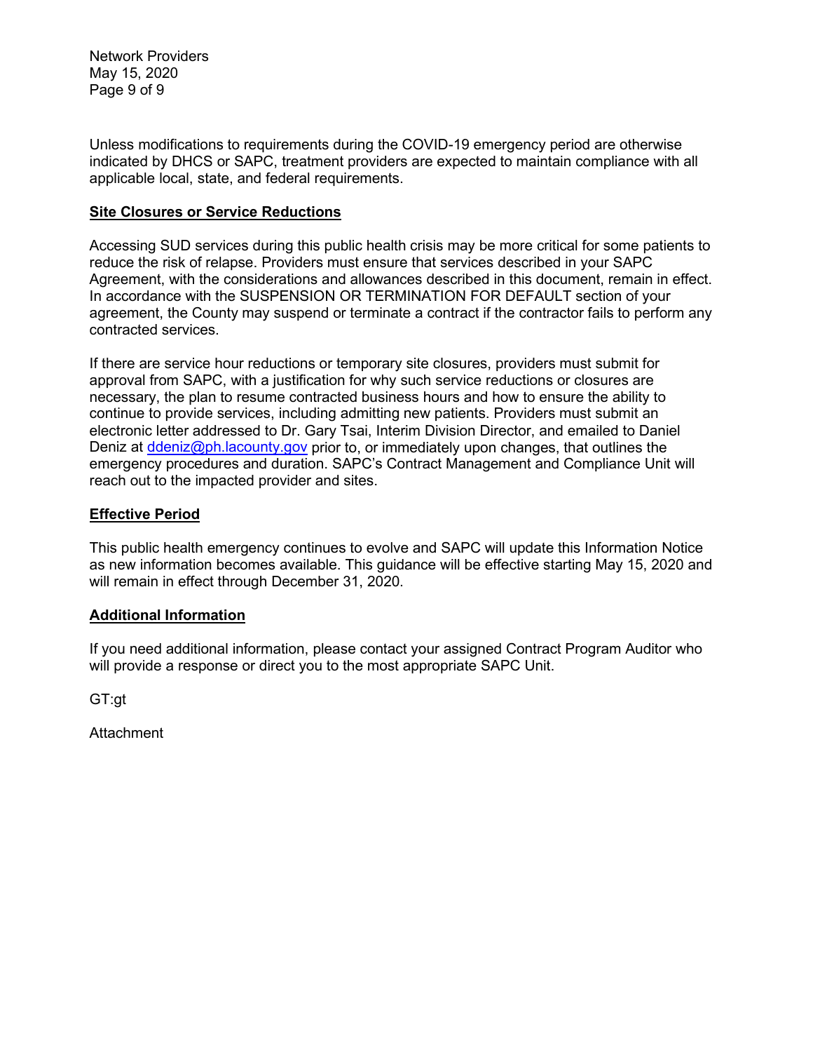Unless modifications to requirements during the COVID-19 emergency period are otherwise indicated by DHCS or SAPC, treatment providers are expected to maintain compliance with all applicable local, state, and federal requirements.

**Site Closures or Service Reductions**

Accessing SUD services during this public health crisis may be more critical for some patients to reduce the risk of relapse. Providers must ensure that services described in your SAPC Agreement, with the considerations and allowances described in this document, remain in effect. In accordance with the SUSPENSION OR TERMINATION FOR DEFAULT section of your agreement, the County may suspend or terminate a contract if the contractor fails to perform any contracted services.

If there are service hour reductions or temporary site closures, providers must submit for approval from SAPC, with a justification for why such service reductions or closures are necessary, the plan to resume contracted business hours and how to ensure the ability to continue to provide services, including admitting new patients. Providers must submit an electronic letter addressed to Dr. Gary Tsai, Interim Division Director, and emailed to Daniel Deniz at ddeniz@ph.lacounty.gov prior to, or immediately upon changes, that outlines the emergency procedures and duration. SAPC's Contract Management and Compliance Unit will reach out to the impacted provider and sites.

**Effective Period**

This public health emergency continues to evolve and SAPC will update this Information Notice as new information becomes available. This guidance will be effective starting May 15, 2020 and will remain in effect through December 31, 2020.

**Additional Information**

If you need additional information, please contact your assigned Contract Program Auditor who will provide a response or direct you to the most appropriate SAPC Unit.

GT:gt

Attachment